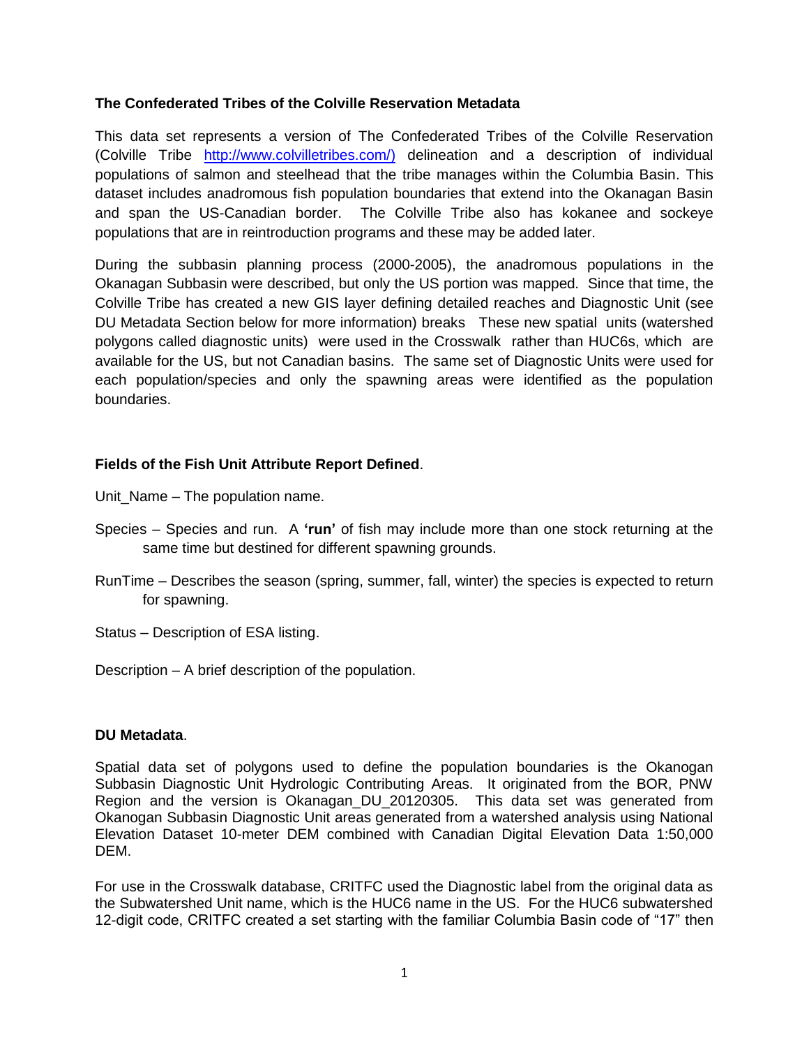**The Confederated Tribes of the Colville Reservation Metadata**

This data set represents a version of The Confederated Tribes of the Colville Reservation (Colville Tribe http://www.colvilletribes.com/) delineation and a description of individual populations of salmon and steelhead that the tribe manages within the Columbia Basin. This dataset includes anadromous fish population boundaries that extend into the Okanagan Basin and span the US-Canadian border. The Colville Tribe also has kokanee and sockeye populations that are in reintroduction programs and these may be added later.

During the subbasin planning process (2000-2005), the anadromous populations in the Okanagan Subbasin were described, but only the US portion was mapped. Since that time, the Colville Tribe has created a new GIS layer defining detailed reaches and Diagnostic Unit (see DU Metadata Section below for more information) breaks These new spatial units (watershed polygons called diagnostic units) were used in the Crosswalk rather than HUC6s, which are available for the US, but not Canadian basins. The same set of Diagnostic Units were used for each population/species and only the spawning areas were identified as the population boundaries.

**Fields of the Fish Unit Attribute Report Defined**.

Unit_Name – The population name.

Species – Species and run. A **'run'** of fish may include more than one stock returning at the same time but destined for different spawning grounds.

RunTime – Describes the season (spring, summer, fall, winter) the species is expected to return for spawning.

Status – Description of ESA listing.

Description – A brief description of the population.

**DU Metadata**.

Spatial data set of polygons used to define the population boundaries is the Okanogan Subbasin Diagnostic Unit Hydrologic Contributing Areas. It originated from the BOR, PNW Region and the version is Okanagan_DU_20120305. This data set was generated from Okanogan Subbasin Diagnostic Unit areas generated from a watershed analysis using National Elevation Dataset 10-meter DEM combined with Canadian Digital Elevation Data 1:50,000 DEM.

For use in the Crosswalk database, CRITFC used the Diagnostic label from the original data as the Subwatershed Unit name, which is the HUC6 name in the US. For the HUC6 subwatershed 12-digit code, CRITFC created a set starting with the familiar Columbia Basin code of "17" then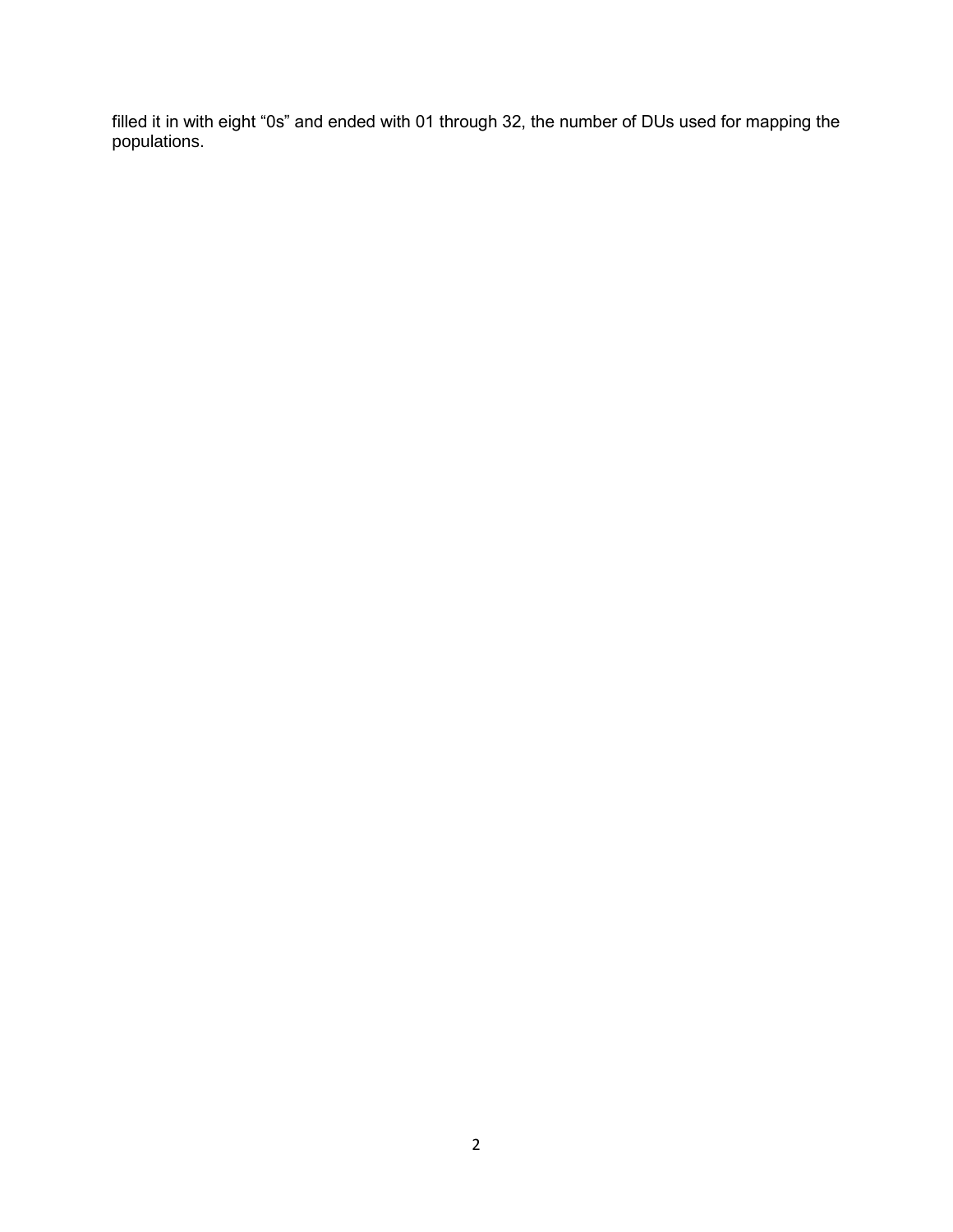filled it in with eight “0s” and ended with 01 through 32, the number of DUs used for mapping the populations.